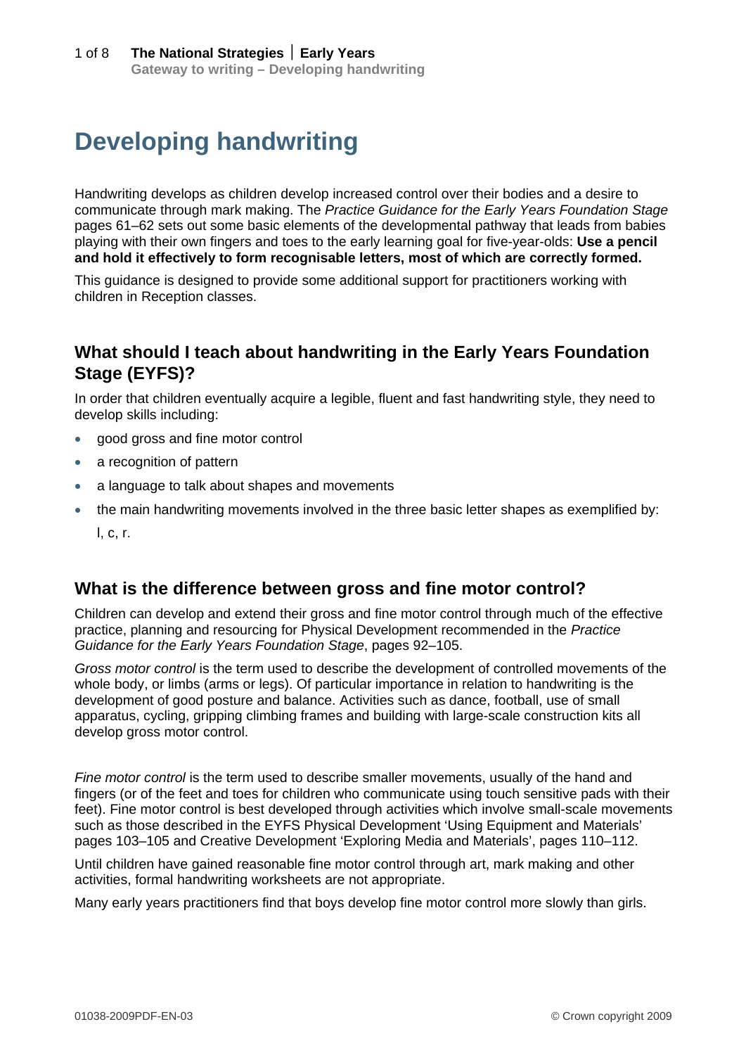# Developing handwriting

Handwriting develops as children develop increased control over their bodies and a desire to communicate through mark making. The *Practice Guidance for the Early Years Foundation Stage* pages 61–62 sets out some basic elements of the developmental pathway that leads from babies playing with their own fingers and toes to the early learning goal for five-year-olds: **Use a pencil and hold it effectively to form recognisable letters, most of which are correctly formed.**

This guidance is designed to provide some additional support for practitioners working with children in Reception classes.

## What should I teach about handwriting in the Early Years Foundation Stage (EYFS)?

In order that children eventually acquire a legible, fluent and fast handwriting style, they need to develop skills including:

- good gross and fine motor control
- a recognition of pattern
- a language to talk about shapes and movements
- the main handwriting movements involved in the three basic letter shapes as exemplified by: l, c, r.

## What is the difference between gross and fine motor control?

Children can develop and extend their gross and fine motor control through much of the effective practice, planning and resourcing for Physical Development recommended in the *Practice Guidance for the Early Years Foundation Stage*, pages 92–105.

*Gross motor control* is the term used to describe the development of controlled movements of the whole body, or limbs (arms or legs). Of particular importance in relation to handwriting is the development of good posture and balance. Activities such as dance, football, use of small apparatus, cycling, gripping climbing frames and building with large-scale construction kits all develop gross motor control.

*Fine motor control* is the term used to describe smaller movements, usually of the hand and fingers (or of the feet and toes for children who communicate using touch sensitive pads with their feet). Fine motor control is best developed through activities which involve small-scale movements such as those described in the EYFS Physical Development 'Using Equipment and Materials' pages 103–105 and Creative Development 'Exploring Media and Materials', pages 110–112.

Until children have gained reasonable fine motor control through art, mark making and other activities, formal handwriting worksheets are not appropriate.

Many early years practitioners find that boys develop fine motor control more slowly than girls.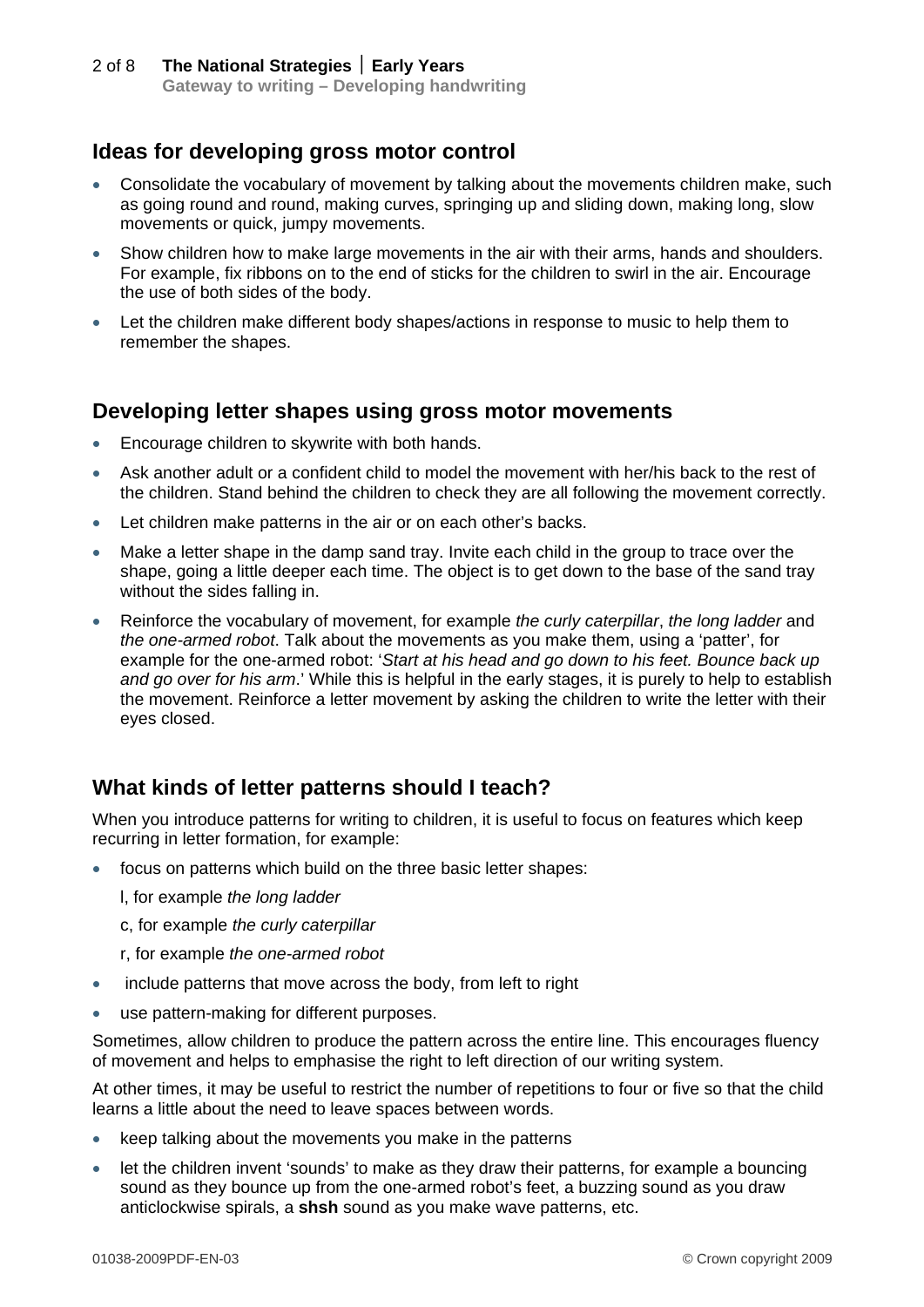## Ideas for developing gross motor control

- Consolidate the vocabulary of movement by talking about the movements children make, such as going round and round, making curves, springing up and sliding down, making long, slow movements or quick, jumpy movements.
- Show children how to make large movements in the air with their arms, hands and shoulders. For example, fix ribbons on to the end of sticks for the children to swirl in the air. Encourage the use of both sides of the body.
- Let the children make different body shapes/actions in response to music to help them to remember the shapes.

## Developing letter shapes using gross motor movements

- Encourage children to skywrite with both hands.
- Ask another adult or a confident child to model the movement with her/his back to the rest of the children. Stand behind the children to check they are all following the movement correctly.
- Let children make patterns in the air or on each other's backs.
- Make a letter shape in the damp sand tray. Invite each child in the group to trace over the shape, going a little deeper each time. The object is to get down to the base of the sand tray without the sides falling in.
- Reinforce the vocabulary of movement, for example *the curly caterpillar*, *the long ladder* and *the one-armed robot*. Talk about the movements as you make them, using a 'patter', for example for the one-armed robot: '*Start at his head and go down to his feet. Bounce back up and go over for his arm*.' While this is helpful in the early stages, it is purely to help to establish the movement. Reinforce a letter movement by asking the children to write the letter with their eyes closed.

## What kinds of letter patterns should I teach?

When you introduce patterns for writing to children, it is useful to focus on features which keep recurring in letter formation, for example:

- focus on patterns which build on the three basic letter shapes:

  l, for example *the long ladder*

  c, for example *the curly caterpillar*

  r, for example *the one-armed robot*
- include patterns that move across the body, from left to right
- use pattern-making for different purposes.

Sometimes, allow children to produce the pattern across the entire line. This encourages fluency of movement and helps to emphasise the right to left direction of our writing system.

At other times, it may be useful to restrict the number of repetitions to four or five so that the child learns a little about the need to leave spaces between words.

- keep talking about the movements you make in the patterns
- let the children invent 'sounds' to make as they draw their patterns, for example a bouncing sound as they bounce up from the one-armed robot's feet, a buzzing sound as you draw anticlockwise spirals, a **shsh** sound as you make wave patterns, etc.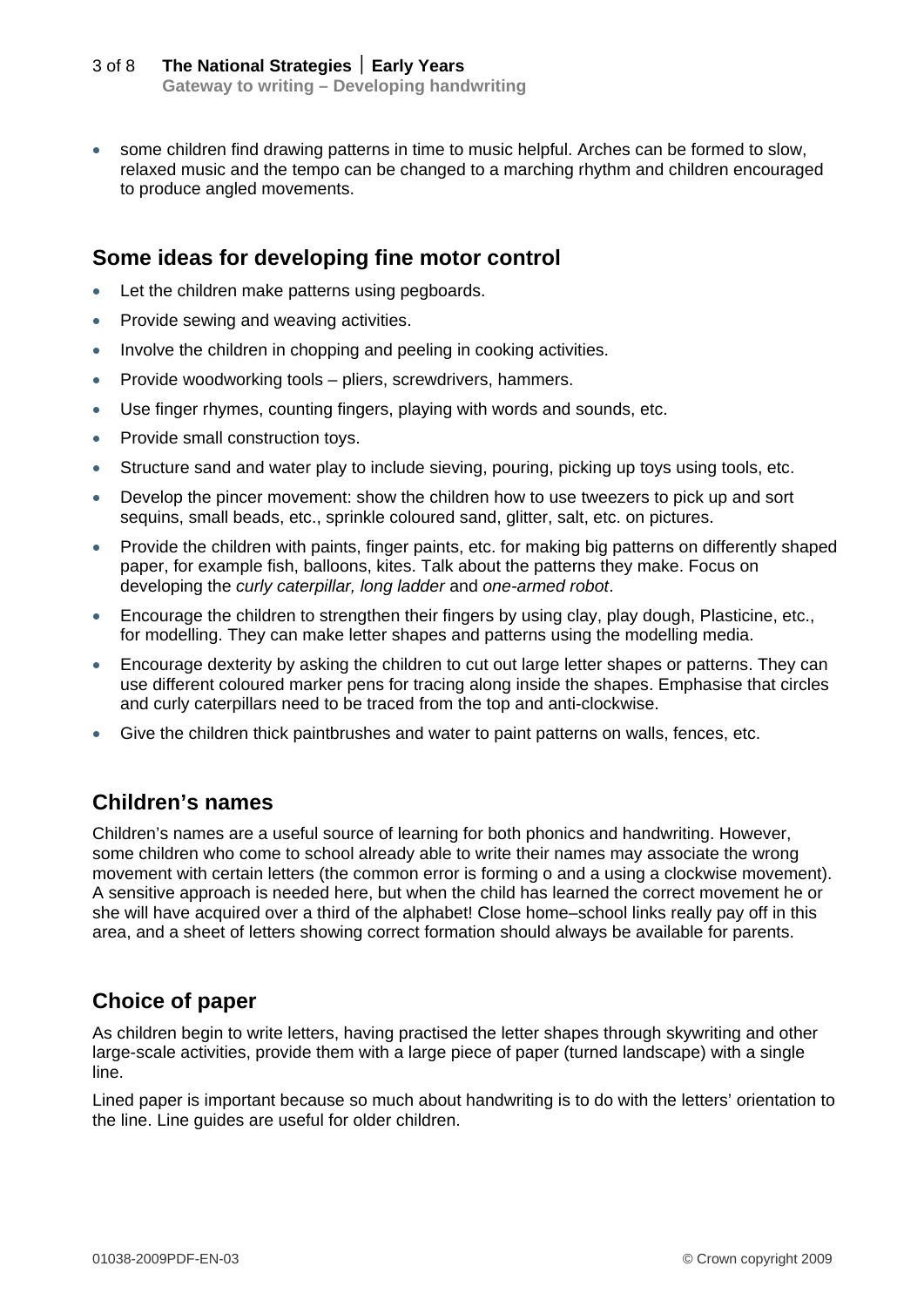- some children find drawing patterns in time to music helpful. Arches can be formed to slow, relaxed music and the tempo can be changed to a marching rhythm and children encouraged to produce angled movements.

## Some ideas for developing fine motor control

- Let the children make patterns using pegboards.
- Provide sewing and weaving activities.
- Involve the children in chopping and peeling in cooking activities.
- Provide woodworking tools – pliers, screwdrivers, hammers.
- Use finger rhymes, counting fingers, playing with words and sounds, etc.
- Provide small construction toys.
- Structure sand and water play to include sieving, pouring, picking up toys using tools, etc.
- Develop the pincer movement: show the children how to use tweezers to pick up and sort sequins, small beads, etc., sprinkle coloured sand, glitter, salt, etc. on pictures.
- Provide the children with paints, finger paints, etc. for making big patterns on differently shaped paper, for example fish, balloons, kites. Talk about the patterns they make. Focus on developing the *curly caterpillar, long ladder* and *one-armed robot*.
- Encourage the children to strengthen their fingers by using clay, play dough, Plasticine, etc., for modelling. They can make letter shapes and patterns using the modelling media.
- Encourage dexterity by asking the children to cut out large letter shapes or patterns. They can use different coloured marker pens for tracing along inside the shapes. Emphasise that circles and curly caterpillars need to be traced from the top and anti-clockwise.
- Give the children thick paintbrushes and water to paint patterns on walls, fences, etc.

## Children's names

Children's names are a useful source of learning for both phonics and handwriting. However, some children who come to school already able to write their names may associate the wrong movement with certain letters (the common error is forming o and a using a clockwise movement). A sensitive approach is needed here, but when the child has learned the correct movement he or she will have acquired over a third of the alphabet! Close home–school links really pay off in this area, and a sheet of letters showing correct formation should always be available for parents.

## Choice of paper

As children begin to write letters, having practised the letter shapes through skywriting and other large-scale activities, provide them with a large piece of paper (turned landscape) with a single line.

Lined paper is important because so much about handwriting is to do with the letters' orientation to the line. Line guides are useful for older children.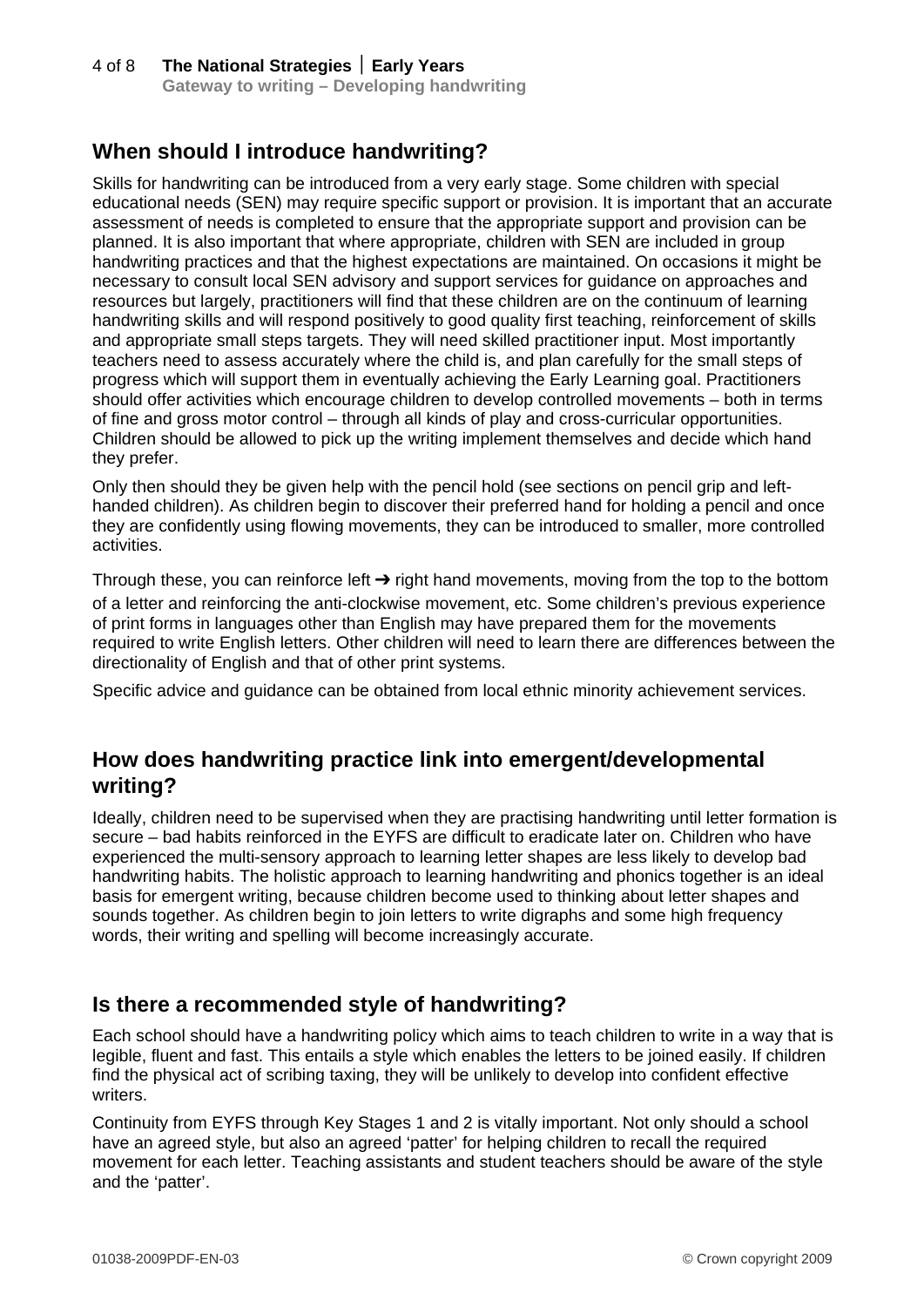## When should I introduce handwriting?

Skills for handwriting can be introduced from a very early stage. Some children with special educational needs (SEN) may require specific support or provision. It is important that an accurate assessment of needs is completed to ensure that the appropriate support and provision can be planned. It is also important that where appropriate, children with SEN are included in group handwriting practices and that the highest expectations are maintained. On occasions it might be necessary to consult local SEN advisory and support services for guidance on approaches and resources but largely, practitioners will find that these children are on the continuum of learning handwriting skills and will respond positively to good quality first teaching, reinforcement of skills and appropriate small steps targets. They will need skilled practitioner input. Most importantly teachers need to assess accurately where the child is, and plan carefully for the small steps of progress which will support them in eventually achieving the Early Learning goal. Practitioners should offer activities which encourage children to develop controlled movements – both in terms of fine and gross motor control – through all kinds of play and cross-curricular opportunities. Children should be allowed to pick up the writing implement themselves and decide which hand they prefer.

Only then should they be given help with the pencil hold (see sections on pencil grip and left-handed children). As children begin to discover their preferred hand for holding a pencil and once they are confidently using flowing movements, they can be introduced to smaller, more controlled activities.

Through these, you can reinforce left ➜ right hand movements, moving from the top to the bottom of a letter and reinforcing the anti-clockwise movement, etc. Some children's previous experience of print forms in languages other than English may have prepared them for the movements required to write English letters. Other children will need to learn there are differences between the directionality of English and that of other print systems.

Specific advice and guidance can be obtained from local ethnic minority achievement services.

## How does handwriting practice link into emergent/developmental writing?

Ideally, children need to be supervised when they are practising handwriting until letter formation is secure – bad habits reinforced in the EYFS are difficult to eradicate later on. Children who have experienced the multi-sensory approach to learning letter shapes are less likely to develop bad handwriting habits. The holistic approach to learning handwriting and phonics together is an ideal basis for emergent writing, because children become used to thinking about letter shapes and sounds together. As children begin to join letters to write digraphs and some high frequency words, their writing and spelling will become increasingly accurate.

## Is there a recommended style of handwriting?

Each school should have a handwriting policy which aims to teach children to write in a way that is legible, fluent and fast. This entails a style which enables the letters to be joined easily. If children find the physical act of scribing taxing, they will be unlikely to develop into confident effective writers.

Continuity from EYFS through Key Stages 1 and 2 is vitally important. Not only should a school have an agreed style, but also an agreed 'patter' for helping children to recall the required movement for each letter. Teaching assistants and student teachers should be aware of the style and the 'patter'.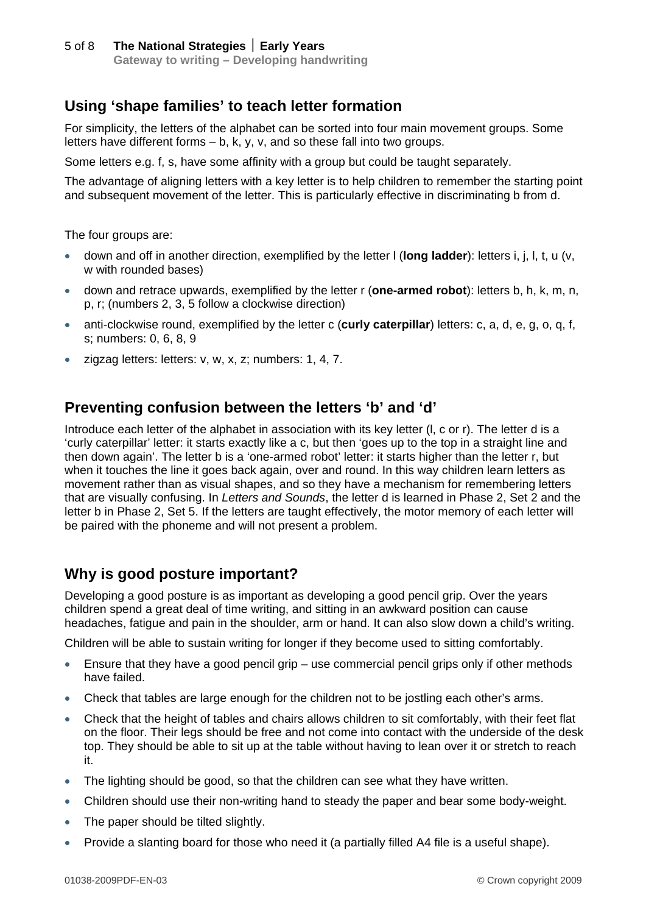## Using 'shape families' to teach letter formation

For simplicity, the letters of the alphabet can be sorted into four main movement groups. Some letters have different forms – b, k, y, v, and so these fall into two groups.

Some letters e.g. f, s, have some affinity with a group but could be taught separately.

The advantage of aligning letters with a key letter is to help children to remember the starting point and subsequent movement of the letter. This is particularly effective in discriminating b from d.

The four groups are:

- down and off in another direction, exemplified by the letter l (**long ladder**): letters i, j, l, t, u (v, w with rounded bases)
- down and retrace upwards, exemplified by the letter r (**one-armed robot**): letters b, h, k, m, n, p, r; (numbers 2, 3, 5 follow a clockwise direction)
- anti-clockwise round, exemplified by the letter c (**curly caterpillar**) letters: c, a, d, e, g, o, q, f, s; numbers: 0, 6, 8, 9
- zigzag letters: letters: v, w, x, z; numbers: 1, 4, 7.

## Preventing confusion between the letters 'b' and 'd'

Introduce each letter of the alphabet in association with its key letter (l, c or r). The letter d is a 'curly caterpillar' letter: it starts exactly like a c, but then 'goes up to the top in a straight line and then down again'. The letter b is a 'one-armed robot' letter: it starts higher than the letter r, but when it touches the line it goes back again, over and round. In this way children learn letters as movement rather than as visual shapes, and so they have a mechanism for remembering letters that are visually confusing. In *Letters and Sounds*, the letter d is learned in Phase 2, Set 2 and the letter b in Phase 2, Set 5. If the letters are taught effectively, the motor memory of each letter will be paired with the phoneme and will not present a problem.

## Why is good posture important?

Developing a good posture is as important as developing a good pencil grip. Over the years children spend a great deal of time writing, and sitting in an awkward position can cause headaches, fatigue and pain in the shoulder, arm or hand. It can also slow down a child's writing.

Children will be able to sustain writing for longer if they become used to sitting comfortably.

- Ensure that they have a good pencil grip – use commercial pencil grips only if other methods have failed.
- Check that tables are large enough for the children not to be jostling each other's arms.
- Check that the height of tables and chairs allows children to sit comfortably, with their feet flat on the floor. Their legs should be free and not come into contact with the underside of the desk top. They should be able to sit up at the table without having to lean over it or stretch to reach it.
- The lighting should be good, so that the children can see what they have written.
- Children should use their non-writing hand to steady the paper and bear some body-weight.
- The paper should be tilted slightly.
- Provide a slanting board for those who need it (a partially filled A4 file is a useful shape).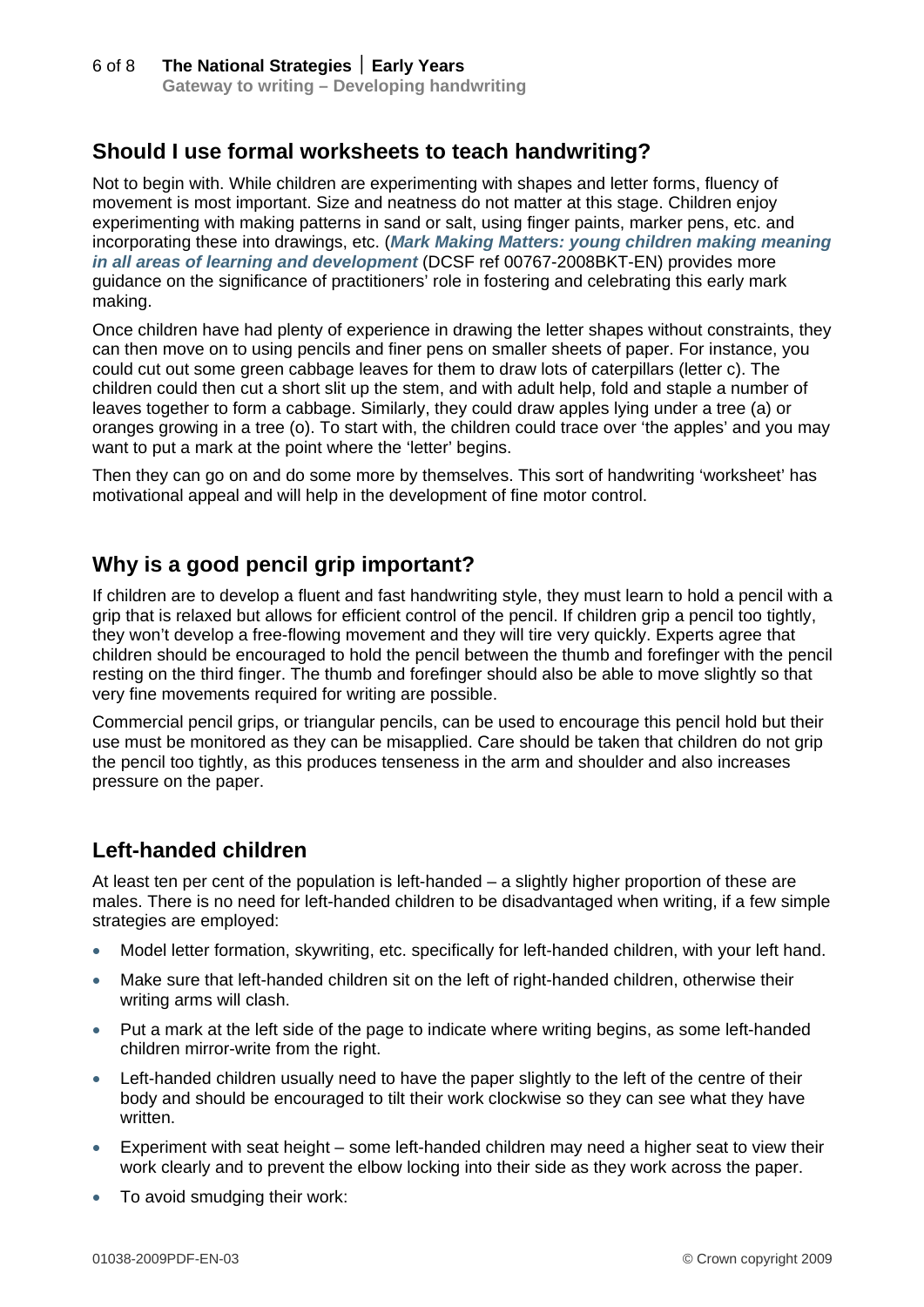## Should I use formal worksheets to teach handwriting?

Not to begin with. While children are experimenting with shapes and letter forms, fluency of movement is most important. Size and neatness do not matter at this stage. Children enjoy experimenting with making patterns in sand or salt, using finger paints, marker pens, etc. and incorporating these into drawings, etc. (***Mark Making Matters: young children making meaning in all areas of learning and development*** (DCSF ref 00767-2008BKT-EN) provides more guidance on the significance of practitioners' role in fostering and celebrating this early mark making.

Once children have had plenty of experience in drawing the letter shapes without constraints, they can then move on to using pencils and finer pens on smaller sheets of paper. For instance, you could cut out some green cabbage leaves for them to draw lots of caterpillars (letter c). The children could then cut a short slit up the stem, and with adult help, fold and staple a number of leaves together to form a cabbage. Similarly, they could draw apples lying under a tree (a) or oranges growing in a tree (o). To start with, the children could trace over 'the apples' and you may want to put a mark at the point where the 'letter' begins.

Then they can go on and do some more by themselves. This sort of handwriting 'worksheet' has motivational appeal and will help in the development of fine motor control.

## Why is a good pencil grip important?

If children are to develop a fluent and fast handwriting style, they must learn to hold a pencil with a grip that is relaxed but allows for efficient control of the pencil. If children grip a pencil too tightly, they won't develop a free-flowing movement and they will tire very quickly. Experts agree that children should be encouraged to hold the pencil between the thumb and forefinger with the pencil resting on the third finger. The thumb and forefinger should also be able to move slightly so that very fine movements required for writing are possible.

Commercial pencil grips, or triangular pencils, can be used to encourage this pencil hold but their use must be monitored as they can be misapplied. Care should be taken that children do not grip the pencil too tightly, as this produces tenseness in the arm and shoulder and also increases pressure on the paper.

## Left-handed children

At least ten per cent of the population is left-handed – a slightly higher proportion of these are males. There is no need for left-handed children to be disadvantaged when writing, if a few simple strategies are employed:

- Model letter formation, skywriting, etc. specifically for left-handed children, with your left hand.
- Make sure that left-handed children sit on the left of right-handed children, otherwise their writing arms will clash.
- Put a mark at the left side of the page to indicate where writing begins, as some left-handed children mirror-write from the right.
- Left-handed children usually need to have the paper slightly to the left of the centre of their body and should be encouraged to tilt their work clockwise so they can see what they have written.
- Experiment with seat height – some left-handed children may need a higher seat to view their work clearly and to prevent the elbow locking into their side as they work across the paper.
- To avoid smudging their work: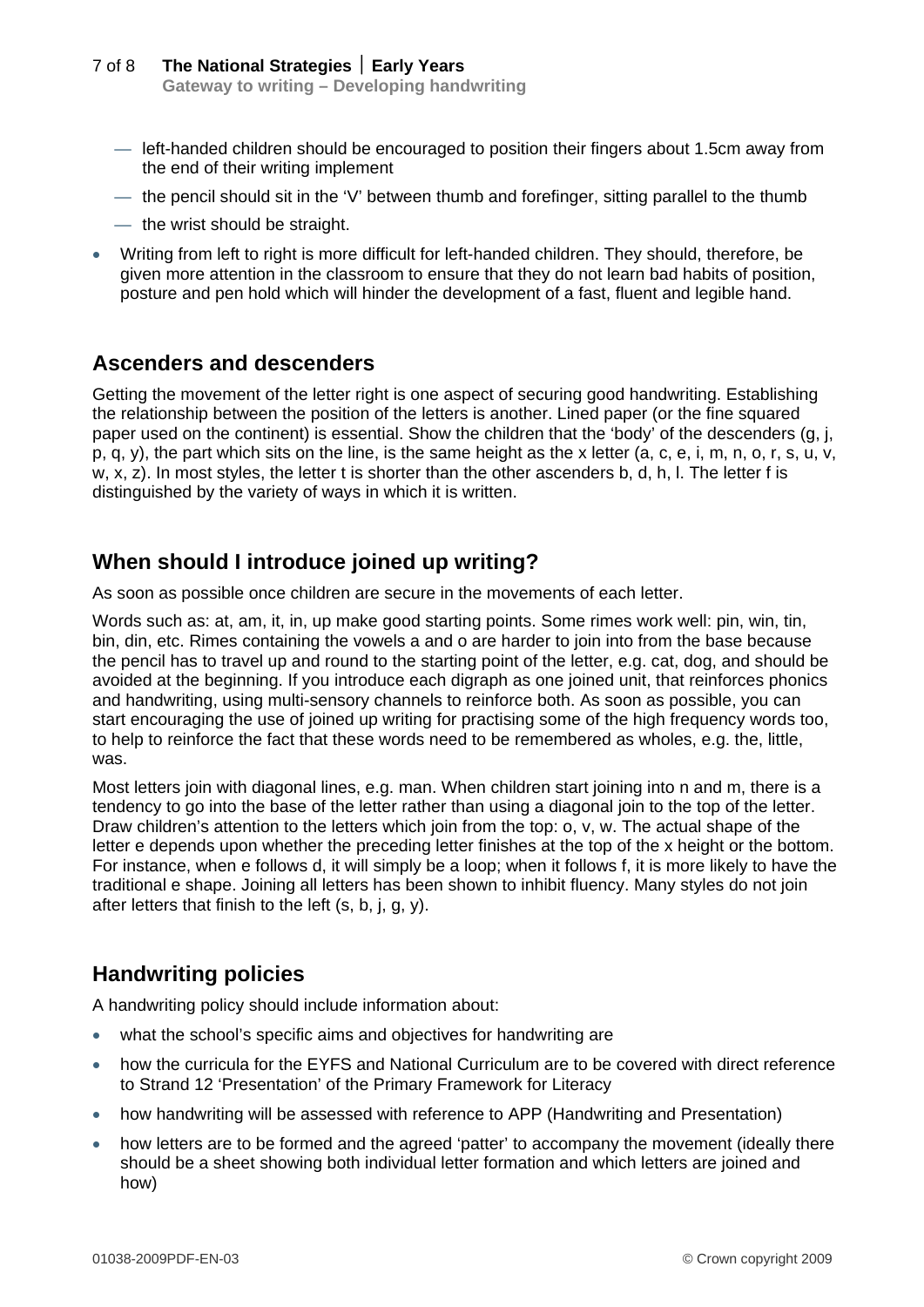- left-handed children should be encouraged to position their fingers about 1.5cm away from the end of their writing implement
  - the pencil should sit in the 'V' between thumb and forefinger, sitting parallel to the thumb
  - the wrist should be straight.
- Writing from left to right is more difficult for left-handed children. They should, therefore, be given more attention in the classroom to ensure that they do not learn bad habits of position, posture and pen hold which will hinder the development of a fast, fluent and legible hand.

## Ascenders and descenders

Getting the movement of the letter right is one aspect of securing good handwriting. Establishing the relationship between the position of the letters is another. Lined paper (or the fine squared paper used on the continent) is essential. Show the children that the 'body' of the descenders (g, j, p, q, y), the part which sits on the line, is the same height as the x letter (a, c, e, i, m, n, o, r, s, u, v, w, x, z). In most styles, the letter t is shorter than the other ascenders b, d, h, l. The letter f is distinguished by the variety of ways in which it is written.

## When should I introduce joined up writing?

As soon as possible once children are secure in the movements of each letter.

Words such as: at, am, it, in, up make good starting points. Some rimes work well: pin, win, tin, bin, din, etc. Rimes containing the vowels a and o are harder to join into from the base because the pencil has to travel up and round to the starting point of the letter, e.g. cat, dog, and should be avoided at the beginning. If you introduce each digraph as one joined unit, that reinforces phonics and handwriting, using multi-sensory channels to reinforce both. As soon as possible, you can start encouraging the use of joined up writing for practising some of the high frequency words too, to help to reinforce the fact that these words need to be remembered as wholes, e.g. the, little, was.

Most letters join with diagonal lines, e.g. man. When children start joining into n and m, there is a tendency to go into the base of the letter rather than using a diagonal join to the top of the letter. Draw children's attention to the letters which join from the top: o, v, w. The actual shape of the letter e depends upon whether the preceding letter finishes at the top of the x height or the bottom. For instance, when e follows d, it will simply be a loop; when it follows f, it is more likely to have the traditional e shape. Joining all letters has been shown to inhibit fluency. Many styles do not join after letters that finish to the left (s, b, j, g, y).

## Handwriting policies

A handwriting policy should include information about:

- what the school's specific aims and objectives for handwriting are
- how the curricula for the EYFS and National Curriculum are to be covered with direct reference to Strand 12 'Presentation' of the Primary Framework for Literacy
- how handwriting will be assessed with reference to APP (Handwriting and Presentation)
- how letters are to be formed and the agreed 'patter' to accompany the movement (ideally there should be a sheet showing both individual letter formation and which letters are joined and how)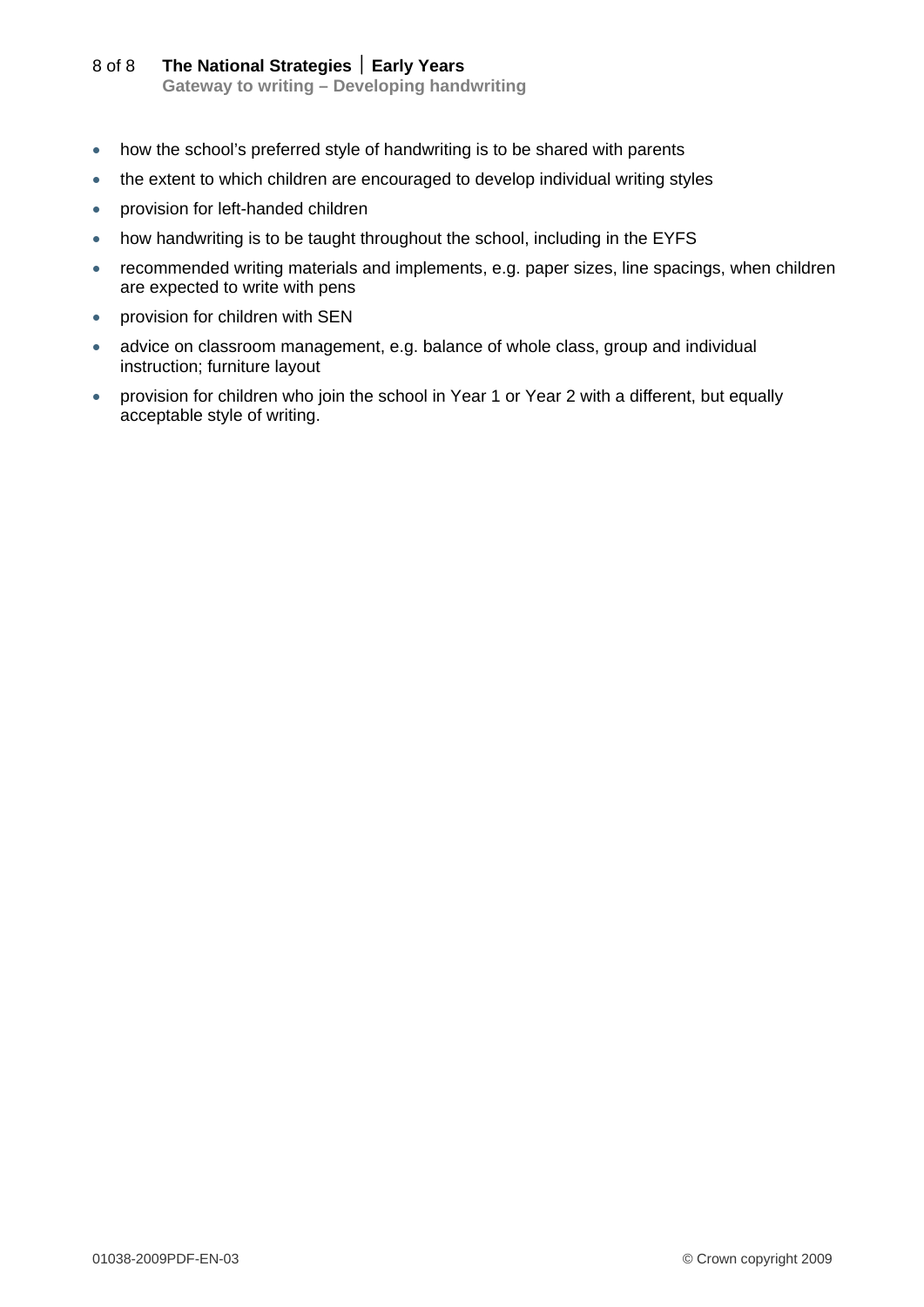- how the school's preferred style of handwriting is to be shared with parents
- the extent to which children are encouraged to develop individual writing styles
- provision for left-handed children
- how handwriting is to be taught throughout the school, including in the EYFS
- recommended writing materials and implements, e.g. paper sizes, line spacings, when children are expected to write with pens
- provision for children with SEN
- advice on classroom management, e.g. balance of whole class, group and individual instruction; furniture layout
- provision for children who join the school in Year 1 or Year 2 with a different, but equally acceptable style of writing.